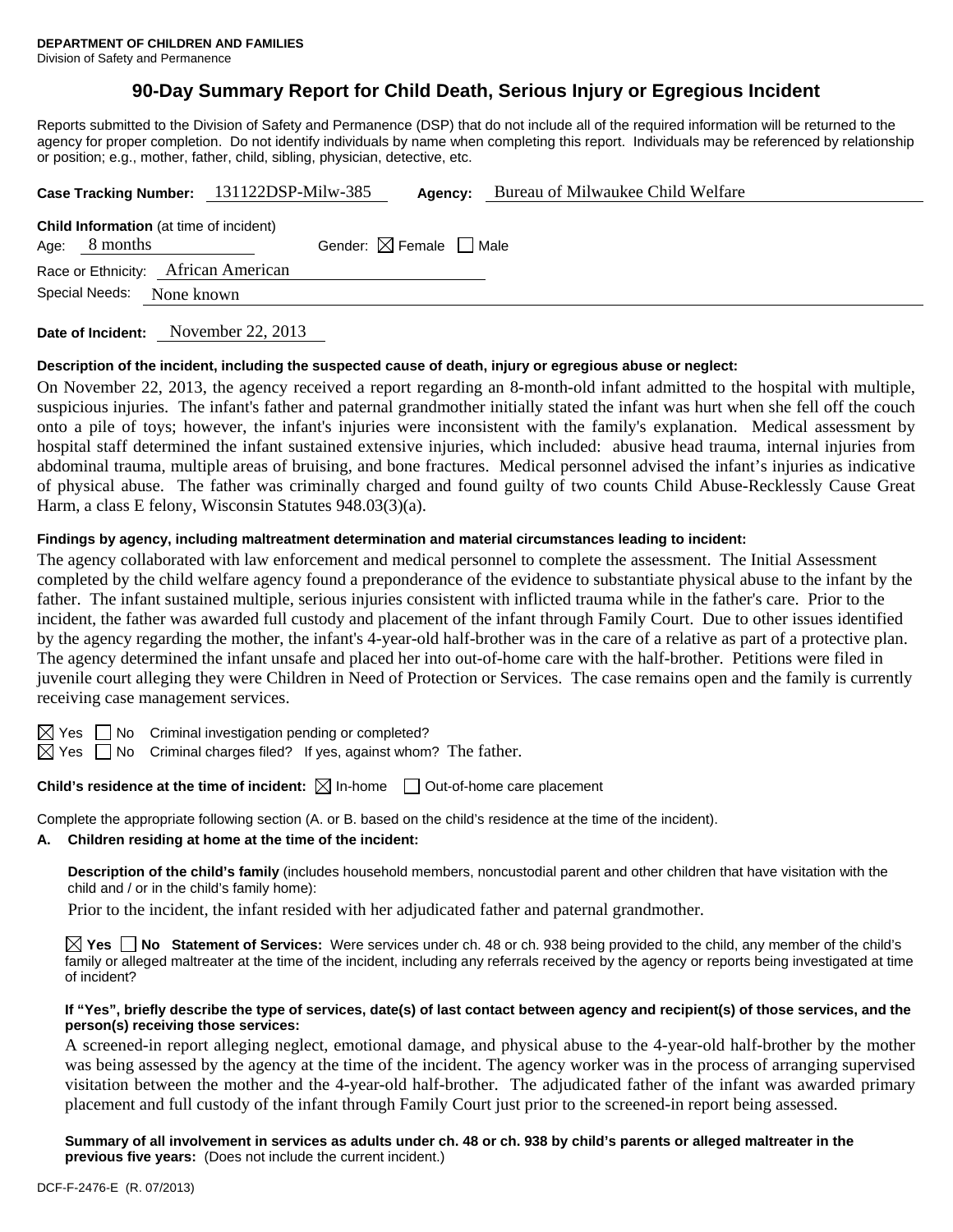**DEPARTMENT OF CHILDREN AND FAMILIES**
Division of Safety and Permanence

# 90-Day Summary Report for Child Death, Serious Injury or Egregious Incident

Reports submitted to the Division of Safety and Permanence (DSP) that do not include all of the required information will be returned to the agency for proper completion. Do not identify individuals by name when completing this report. Individuals may be referenced by relationship or position; e.g., mother, father, child, sibling, physician, detective, etc.

**Case Tracking Number:** 131122DSP-Milw-385 **Agency:** Bureau of Milwaukee Child Welfare

**Child Information** (at time of incident)

Age: 8 months Gender: ☒ Female ☐ Male

Race or Ethnicity: African American

Special Needs: None known

**Date of Incident:** November 22, 2013

**Description of the incident, including the suspected cause of death, injury or egregious abuse or neglect:**

On November 22, 2013, the agency received a report regarding an 8-month-old infant admitted to the hospital with multiple, suspicious injuries. The infant's father and paternal grandmother initially stated the infant was hurt when she fell off the couch onto a pile of toys; however, the infant's injuries were inconsistent with the family's explanation. Medical assessment by hospital staff determined the infant sustained extensive injuries, which included: abusive head trauma, internal injuries from abdominal trauma, multiple areas of bruising, and bone fractures. Medical personnel advised the infant's injuries as indicative of physical abuse. The father was criminally charged and found guilty of two counts Child Abuse-Recklessly Cause Great Harm, a class E felony, Wisconsin Statutes 948.03(3)(a).

**Findings by agency, including maltreatment determination and material circumstances leading to incident:**

The agency collaborated with law enforcement and medical personnel to complete the assessment. The Initial Assessment completed by the child welfare agency found a preponderance of the evidence to substantiate physical abuse to the infant by the father. The infant sustained multiple, serious injuries consistent with inflicted trauma while in the father's care. Prior to the incident, the father was awarded full custody and placement of the infant through Family Court. Due to other issues identified by the agency regarding the mother, the infant's 4-year-old half-brother was in the care of a relative as part of a protective plan. The agency determined the infant unsafe and placed her into out-of-home care with the half-brother. Petitions were filed in juvenile court alleging they were Children in Need of Protection or Services. The case remains open and the family is currently receiving case management services.

☒ Yes ☐ No Criminal investigation pending or completed?

☒ Yes ☐ No Criminal charges filed? If yes, against whom? The father.

**Child's residence at the time of incident:** ☒ In-home ☐ Out-of-home care placement

Complete the appropriate following section (A. or B. based on the child's residence at the time of the incident).

**A. Children residing at home at the time of the incident:**

**Description of the child's family** (includes household members, noncustodial parent and other children that have visitation with the child and / or in the child's family home):

Prior to the incident, the infant resided with her adjudicated father and paternal grandmother.

☒ **Yes** ☐ **No Statement of Services:** Were services under ch. 48 or ch. 938 being provided to the child, any member of the child's family or alleged maltreater at the time of the incident, including any referrals received by the agency or reports being investigated at time of incident?

**If "Yes", briefly describe the type of services, date(s) of last contact between agency and recipient(s) of those services, and the person(s) receiving those services:**

A screened-in report alleging neglect, emotional damage, and physical abuse to the 4-year-old half-brother by the mother was being assessed by the agency at the time of the incident. The agency worker was in the process of arranging supervised visitation between the mother and the 4-year-old half-brother. The adjudicated father of the infant was awarded primary placement and full custody of the infant through Family Court just prior to the screened-in report being assessed.

**Summary of all involvement in services as adults under ch. 48 or ch. 938 by child's parents or alleged maltreater in the previous five years:** (Does not include the current incident.)

DCF-F-2476-E (R. 07/2013)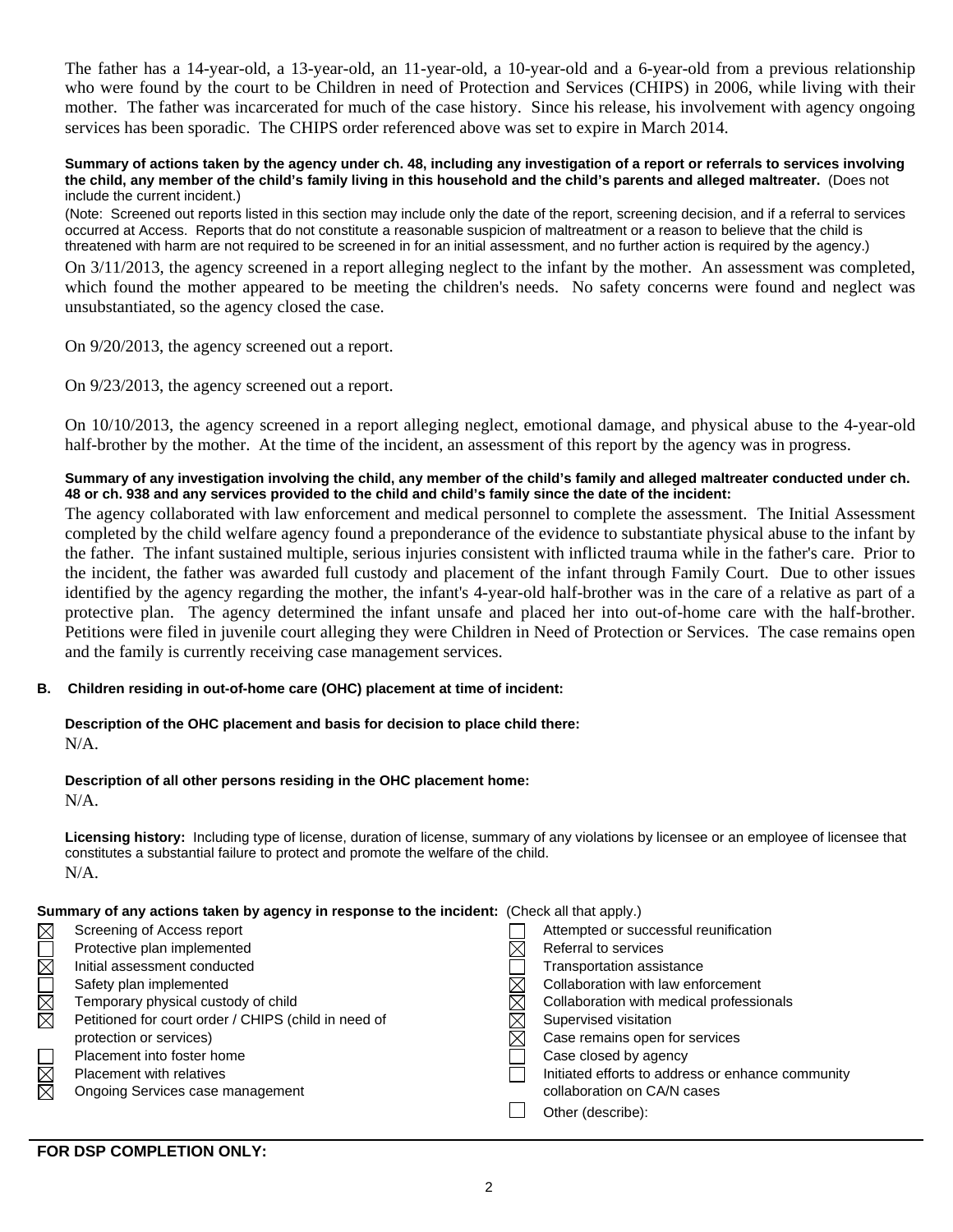The father has a 14-year-old, a 13-year-old, an 11-year-old, a 10-year-old and a 6-year-old from a previous relationship who were found by the court to be Children in need of Protection and Services (CHIPS) in 2006, while living with their mother. The father was incarcerated for much of the case history. Since his release, his involvement with agency ongoing services has been sporadic. The CHIPS order referenced above was set to expire in March 2014.

**Summary of actions taken by the agency under ch. 48, including any investigation of a report or referrals to services involving the child, any member of the child's family living in this household and the child's parents and alleged maltreater.** (Does not include the current incident.)

(Note: Screened out reports listed in this section may include only the date of the report, screening decision, and if a referral to services occurred at Access. Reports that do not constitute a reasonable suspicion of maltreatment or a reason to believe that the child is threatened with harm are not required to be screened in for an initial assessment, and no further action is required by the agency.)

On 3/11/2013, the agency screened in a report alleging neglect to the infant by the mother. An assessment was completed, which found the mother appeared to be meeting the children's needs. No safety concerns were found and neglect was unsubstantiated, so the agency closed the case.

On 9/20/2013, the agency screened out a report.

On 9/23/2013, the agency screened out a report.

On 10/10/2013, the agency screened in a report alleging neglect, emotional damage, and physical abuse to the 4-year-old half-brother by the mother. At the time of the incident, an assessment of this report by the agency was in progress.

**Summary of any investigation involving the child, any member of the child's family and alleged maltreater conducted under ch. 48 or ch. 938 and any services provided to the child and child's family since the date of the incident:**

The agency collaborated with law enforcement and medical personnel to complete the assessment. The Initial Assessment completed by the child welfare agency found a preponderance of the evidence to substantiate physical abuse to the infant by the father. The infant sustained multiple, serious injuries consistent with inflicted trauma while in the father's care. Prior to the incident, the father was awarded full custody and placement of the infant through Family Court. Due to other issues identified by the agency regarding the mother, the infant's 4-year-old half-brother was in the care of a relative as part of a protective plan. The agency determined the infant unsafe and placed her into out-of-home care with the half-brother. Petitions were filed in juvenile court alleging they were Children in Need of Protection or Services. The case remains open and the family is currently receiving case management services.

**B. Children residing in out-of-home care (OHC) placement at time of incident:**

**Description of the OHC placement and basis for decision to place child there:**
N/A.

**Description of all other persons residing in the OHC placement home:**
N/A.

**Licensing history:** Including type of license, duration of license, summary of any violations by licensee or an employee of licensee that constitutes a substantial failure to protect and promote the welfare of the child.
N/A.

**Summary of any actions taken by agency in response to the incident:** (Check all that apply.)

- [x] Screening of Access report
- [ ] Protective plan implemented
- [x] Initial assessment conducted
- [ ] Safety plan implemented
- [x] Temporary physical custody of child
- [x] Petitioned for court order / CHIPS (child in need of protection or services)
- [ ] Placement into foster home
- [x] Placement with relatives
- [x] Ongoing Services case management
- [ ] Attempted or successful reunification
- [x] Referral to services
- [ ] Transportation assistance
- [x] Collaboration with law enforcement
- [x] Collaboration with medical professionals
- [x] Supervised visitation
- [x] Case remains open for services
- [ ] Case closed by agency
- [ ] Initiated efforts to address or enhance community collaboration on CA/N cases
- [ ] Other (describe):

**FOR DSP COMPLETION ONLY:**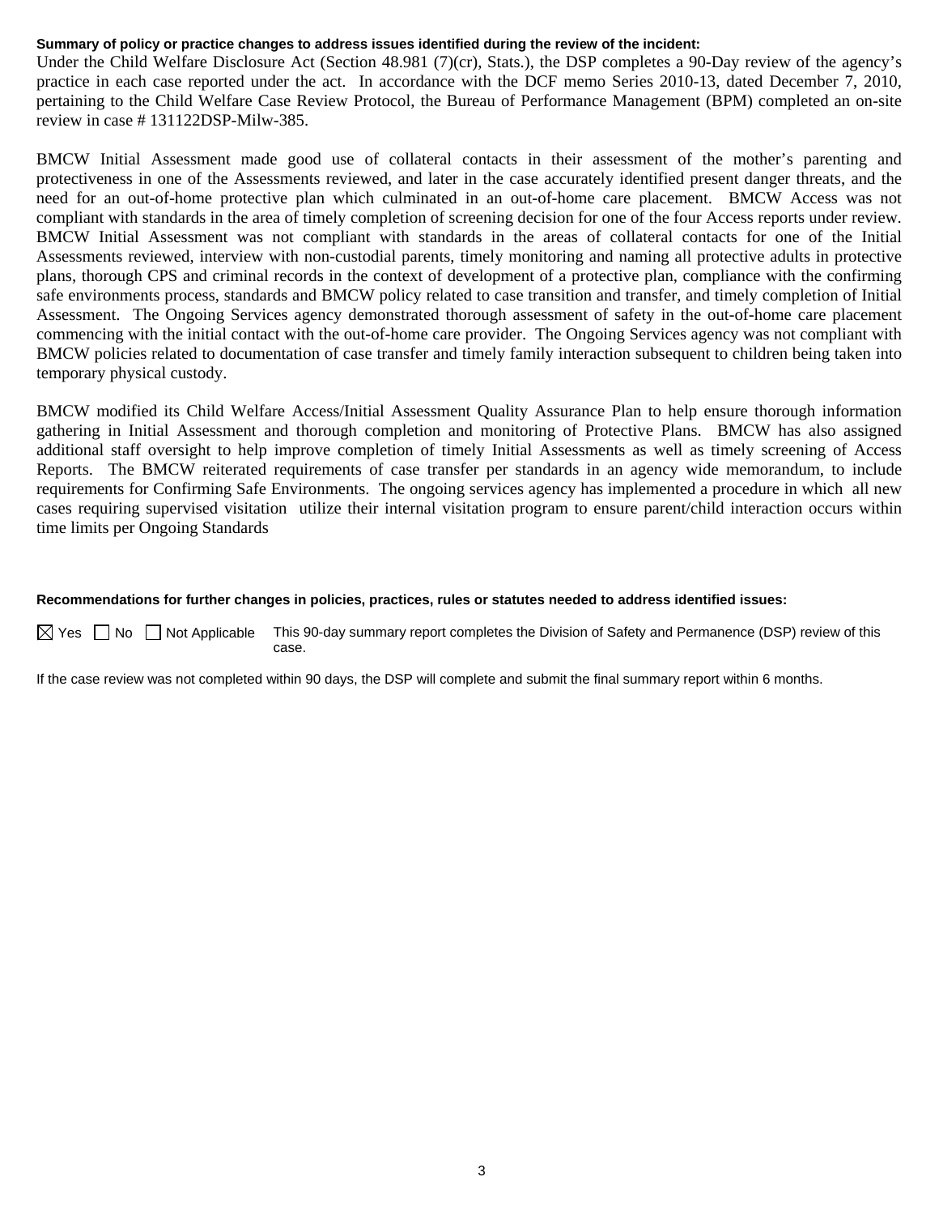**Summary of policy or practice changes to address issues identified during the review of the incident:**

Under the Child Welfare Disclosure Act (Section 48.981 (7)(cr), Stats.), the DSP completes a 90-Day review of the agency's practice in each case reported under the act. In accordance with the DCF memo Series 2010-13, dated December 7, 2010, pertaining to the Child Welfare Case Review Protocol, the Bureau of Performance Management (BPM) completed an on-site review in case # 131122DSP-Milw-385.

BMCW Initial Assessment made good use of collateral contacts in their assessment of the mother's parenting and protectiveness in one of the Assessments reviewed, and later in the case accurately identified present danger threats, and the need for an out-of-home protective plan which culminated in an out-of-home care placement. BMCW Access was not compliant with standards in the area of timely completion of screening decision for one of the four Access reports under review. BMCW Initial Assessment was not compliant with standards in the areas of collateral contacts for one of the Initial Assessments reviewed, interview with non-custodial parents, timely monitoring and naming all protective adults in protective plans, thorough CPS and criminal records in the context of development of a protective plan, compliance with the confirming safe environments process, standards and BMCW policy related to case transition and transfer, and timely completion of Initial Assessment. The Ongoing Services agency demonstrated thorough assessment of safety in the out-of-home care placement commencing with the initial contact with the out-of-home care provider. The Ongoing Services agency was not compliant with BMCW policies related to documentation of case transfer and timely family interaction subsequent to children being taken into temporary physical custody.

BMCW modified its Child Welfare Access/Initial Assessment Quality Assurance Plan to help ensure thorough information gathering in Initial Assessment and thorough completion and monitoring of Protective Plans. BMCW has also assigned additional staff oversight to help improve completion of timely Initial Assessments as well as timely screening of Access Reports. The BMCW reiterated requirements of case transfer per standards in an agency wide memorandum, to include requirements for Confirming Safe Environments. The ongoing services agency has implemented a procedure in which all new cases requiring supervised visitation utilize their internal visitation program to ensure parent/child interaction occurs within time limits per Ongoing Standards

**Recommendations for further changes in policies, practices, rules or statutes needed to address identified issues:**

☒ Yes ☐ No ☐ Not Applicable This 90-day summary report completes the Division of Safety and Permanence (DSP) review of this case.

If the case review was not completed within 90 days, the DSP will complete and submit the final summary report within 6 months.